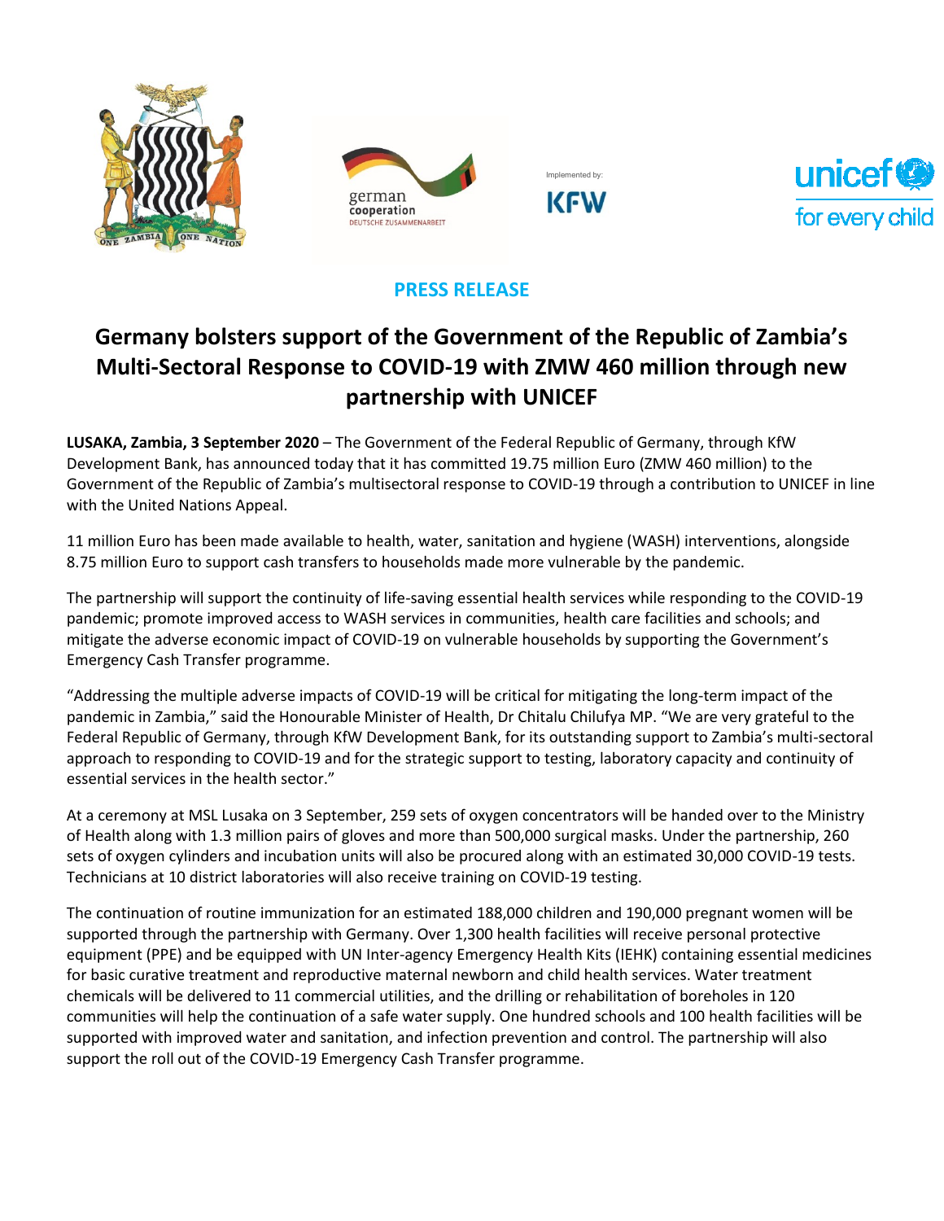**PRESS RELEASE**

# Germany bolsters support of the Government of the Republic of Zambia's Multi-Sectoral Response to COVID-19 with ZMW 460 million through new partnership with UNICEF

**LUSAKA, Zambia, 3 September 2020** – The Government of the Federal Republic of Germany, through KfW Development Bank, has announced today that it has committed 19.75 million Euro (ZMW 460 million) to the Government of the Republic of Zambia's multisectoral response to COVID-19 through a contribution to UNICEF in line with the United Nations Appeal.

11 million Euro has been made available to health, water, sanitation and hygiene (WASH) interventions, alongside 8.75 million Euro to support cash transfers to households made more vulnerable by the pandemic.

The partnership will support the continuity of life-saving essential health services while responding to the COVID-19 pandemic; promote improved access to WASH services in communities, health care facilities and schools; and mitigate the adverse economic impact of COVID-19 on vulnerable households by supporting the Government's Emergency Cash Transfer programme.

"Addressing the multiple adverse impacts of COVID-19 will be critical for mitigating the long-term impact of the pandemic in Zambia," said the Honourable Minister of Health, Dr Chitalu Chilufya MP. "We are very grateful to the Federal Republic of Germany, through KfW Development Bank, for its outstanding support to Zambia's multi-sectoral approach to responding to COVID-19 and for the strategic support to testing, laboratory capacity and continuity of essential services in the health sector."

At a ceremony at MSL Lusaka on 3 September, 259 sets of oxygen concentrators will be handed over to the Ministry of Health along with 1.3 million pairs of gloves and more than 500,000 surgical masks. Under the partnership, 260 sets of oxygen cylinders and incubation units will also be procured along with an estimated 30,000 COVID-19 tests. Technicians at 10 district laboratories will also receive training on COVID-19 testing.

The continuation of routine immunization for an estimated 188,000 children and 190,000 pregnant women will be supported through the partnership with Germany. Over 1,300 health facilities will receive personal protective equipment (PPE) and be equipped with UN Inter-agency Emergency Health Kits (IEHK) containing essential medicines for basic curative treatment and reproductive maternal newborn and child health services. Water treatment chemicals will be delivered to 11 commercial utilities, and the drilling or rehabilitation of boreholes in 120 communities will help the continuation of a safe water supply. One hundred schools and 100 health facilities will be supported with improved water and sanitation, and infection prevention and control. The partnership will also support the roll out of the COVID-19 Emergency Cash Transfer programme.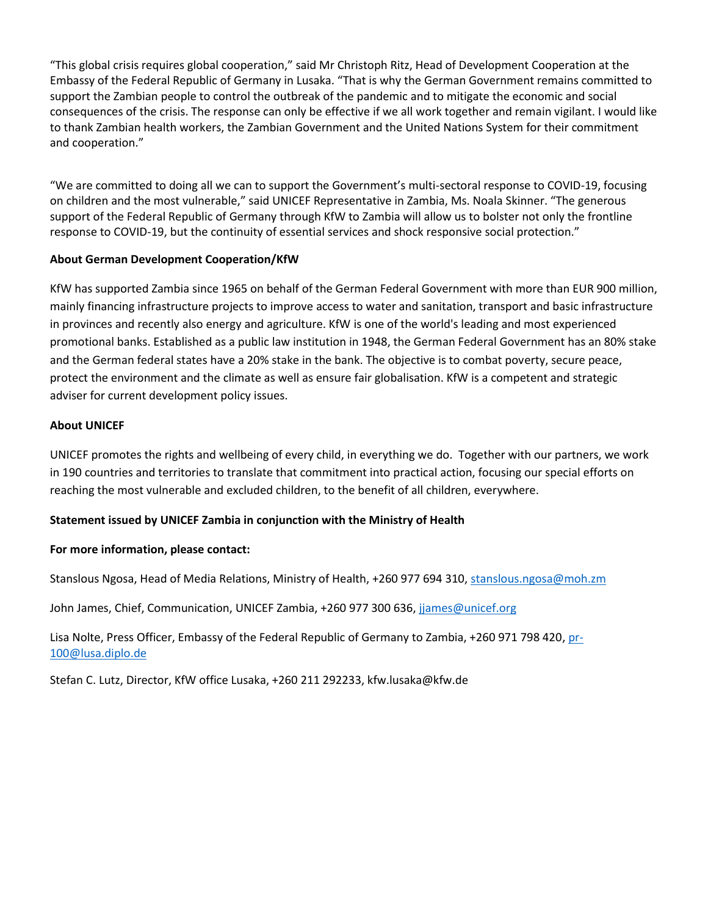"This global crisis requires global cooperation," said Mr Christoph Ritz, Head of Development Cooperation at the Embassy of the Federal Republic of Germany in Lusaka. "That is why the German Government remains committed to support the Zambian people to control the outbreak of the pandemic and to mitigate the economic and social consequences of the crisis. The response can only be effective if we all work together and remain vigilant. I would like to thank Zambian health workers, the Zambian Government and the United Nations System for their commitment and cooperation."

"We are committed to doing all we can to support the Government's multi-sectoral response to COVID-19, focusing on children and the most vulnerable," said UNICEF Representative in Zambia, Ms. Noala Skinner. "The generous support of the Federal Republic of Germany through KfW to Zambia will allow us to bolster not only the frontline response to COVID-19, but the continuity of essential services and shock responsive social protection."

**About German Development Cooperation/KfW**

KfW has supported Zambia since 1965 on behalf of the German Federal Government with more than EUR 900 million, mainly financing infrastructure projects to improve access to water and sanitation, transport and basic infrastructure in provinces and recently also energy and agriculture. KfW is one of the world's leading and most experienced promotional banks. Established as a public law institution in 1948, the German Federal Government has an 80% stake and the German federal states have a 20% stake in the bank. The objective is to combat poverty, secure peace, protect the environment and the climate as well as ensure fair globalisation. KfW is a competent and strategic adviser for current development policy issues.

**About UNICEF**

UNICEF promotes the rights and wellbeing of every child, in everything we do. Together with our partners, we work in 190 countries and territories to translate that commitment into practical action, focusing our special efforts on reaching the most vulnerable and excluded children, to the benefit of all children, everywhere.

**Statement issued by UNICEF Zambia in conjunction with the Ministry of Health**

**For more information, please contact:**

Stanslous Ngosa, Head of Media Relations, Ministry of Health, +260 977 694 310, stanslous.ngosa@moh.zm

John James, Chief, Communication, UNICEF Zambia, +260 977 300 636, jjames@unicef.org

Lisa Nolte, Press Officer, Embassy of the Federal Republic of Germany to Zambia, +260 971 798 420, pr-100@lusa.diplo.de

Stefan C. Lutz, Director, KfW office Lusaka, +260 211 292233, kfw.lusaka@kfw.de